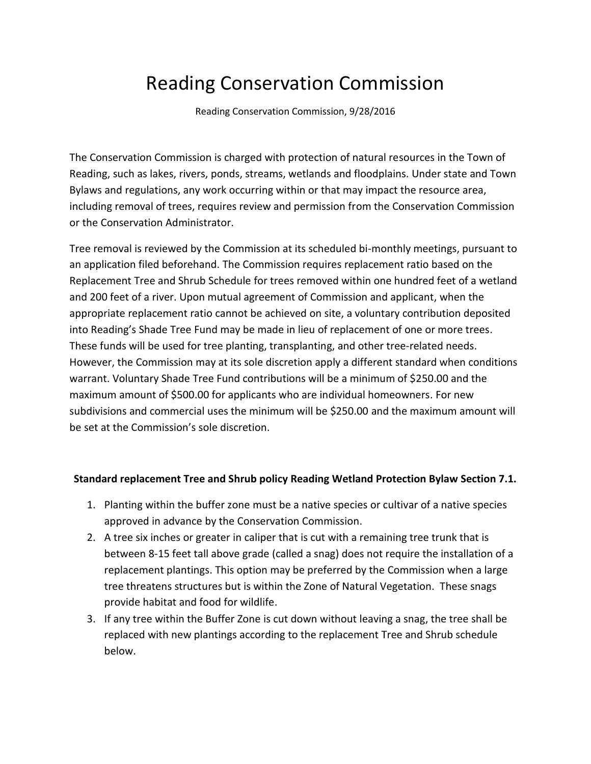# Reading Conservation Commission

Reading Conservation Commission, 9/28/2016

The Conservation Commission is charged with protection of natural resources in the Town of Reading, such as lakes, rivers, ponds, streams, wetlands and floodplains. Under state and Town Bylaws and regulations, any work occurring within or that may impact the resource area, including removal of trees, requires review and permission from the Conservation Commission or the Conservation Administrator.

Tree removal is reviewed by the Commission at its scheduled bi-monthly meetings, pursuant to an application filed beforehand. The Commission requires replacement ratio based on the Replacement Tree and Shrub Schedule for trees removed within one hundred feet of a wetland and 200 feet of a river. Upon mutual agreement of Commission and applicant, when the appropriate replacement ratio cannot be achieved on site, a voluntary contribution deposited into Reading's Shade Tree Fund may be made in lieu of replacement of one or more trees. These funds will be used for tree planting, transplanting, and other tree-related needs. However, the Commission may at its sole discretion apply a different standard when conditions warrant. Voluntary Shade Tree Fund contributions will be a minimum of $250.00 and the maximum amount of $500.00 for applicants who are individual homeowners. For new subdivisions and commercial uses the minimum will be $250.00 and the maximum amount will be set at the Commission's sole discretion.

**Standard replacement Tree and Shrub policy Reading Wetland Protection Bylaw Section 7.1.**

1. Planting within the buffer zone must be a native species or cultivar of a native species approved in advance by the Conservation Commission.
2. A tree six inches or greater in caliper that is cut with a remaining tree trunk that is between 8-15 feet tall above grade (called a snag) does not require the installation of a replacement plantings. This option may be preferred by the Commission when a large tree threatens structures but is within the Zone of Natural Vegetation. These snags provide habitat and food for wildlife.
3. If any tree within the Buffer Zone is cut down without leaving a snag, the tree shall be replaced with new plantings according to the replacement Tree and Shrub schedule below.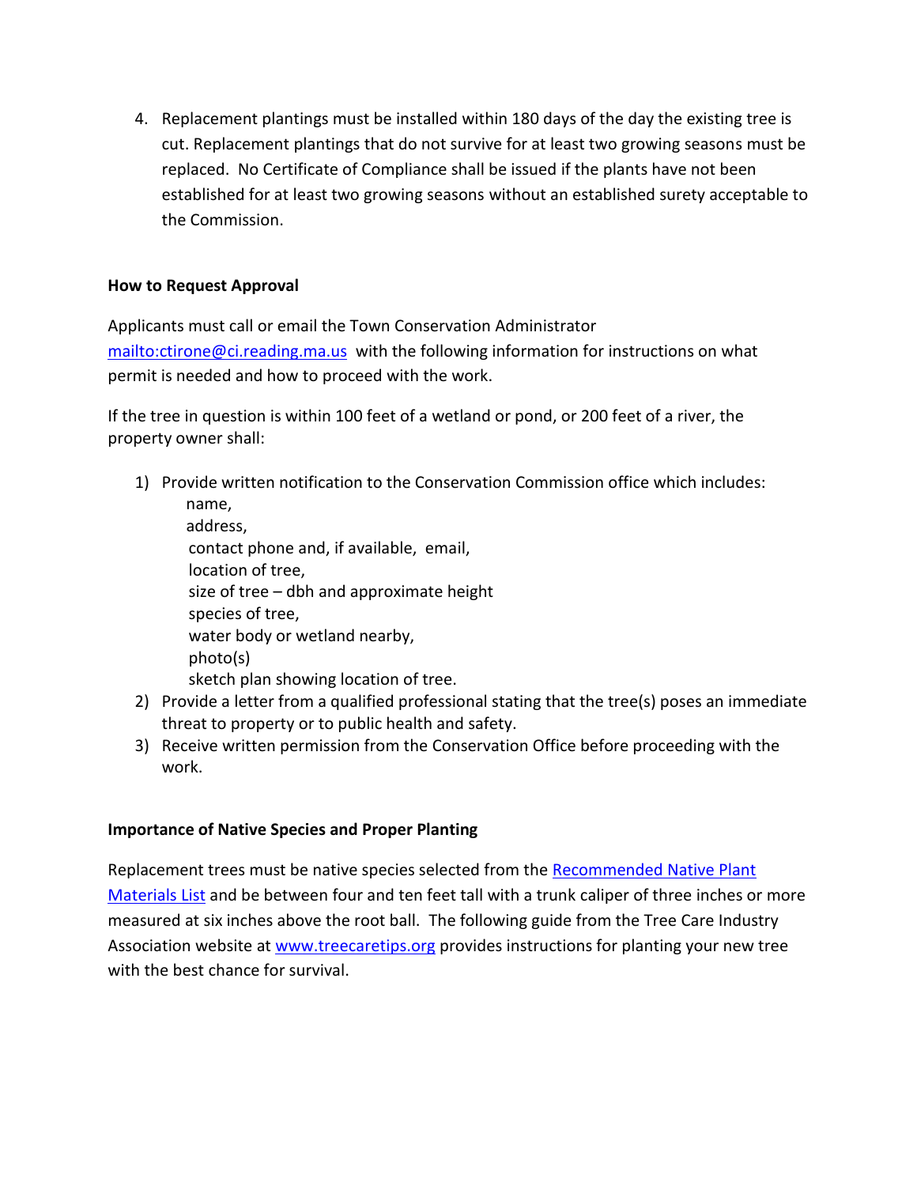4. Replacement plantings must be installed within 180 days of the day the existing tree is cut. Replacement plantings that do not survive for at least two growing seasons must be replaced. No Certificate of Compliance shall be issued if the plants have not been established for at least two growing seasons without an established surety acceptable to the Commission.

**How to Request Approval**

Applicants must call or email the Town Conservation Administrator [mailto:ctirone@ci.reading.ma.us](mailto:ctirone@ci.reading.ma.us) with the following information for instructions on what permit is needed and how to proceed with the work.

If the tree in question is within 100 feet of a wetland or pond, or 200 feet of a river, the property owner shall:

1) Provide written notification to the Conservation Commission office which includes:
   - name,
   - address,
   - contact phone and, if available, email,
   - location of tree,
   - size of tree – dbh and approximate height
   - species of tree,
   - water body or wetland nearby,
   - photo(s)
   - sketch plan showing location of tree.
2) Provide a letter from a qualified professional stating that the tree(s) poses an immediate threat to property or to public health and safety.
3) Receive written permission from the Conservation Office before proceeding with the work.

**Importance of Native Species and Proper Planting**

Replacement trees must be native species selected from the [Recommended Native Plant Materials List]() and be between four and ten feet tall with a trunk caliper of three inches or more measured at six inches above the root ball. The following guide from the Tree Care Industry Association website at [www.treecaretips.org](http://www.treecaretips.org) provides instructions for planting your new tree with the best chance for survival.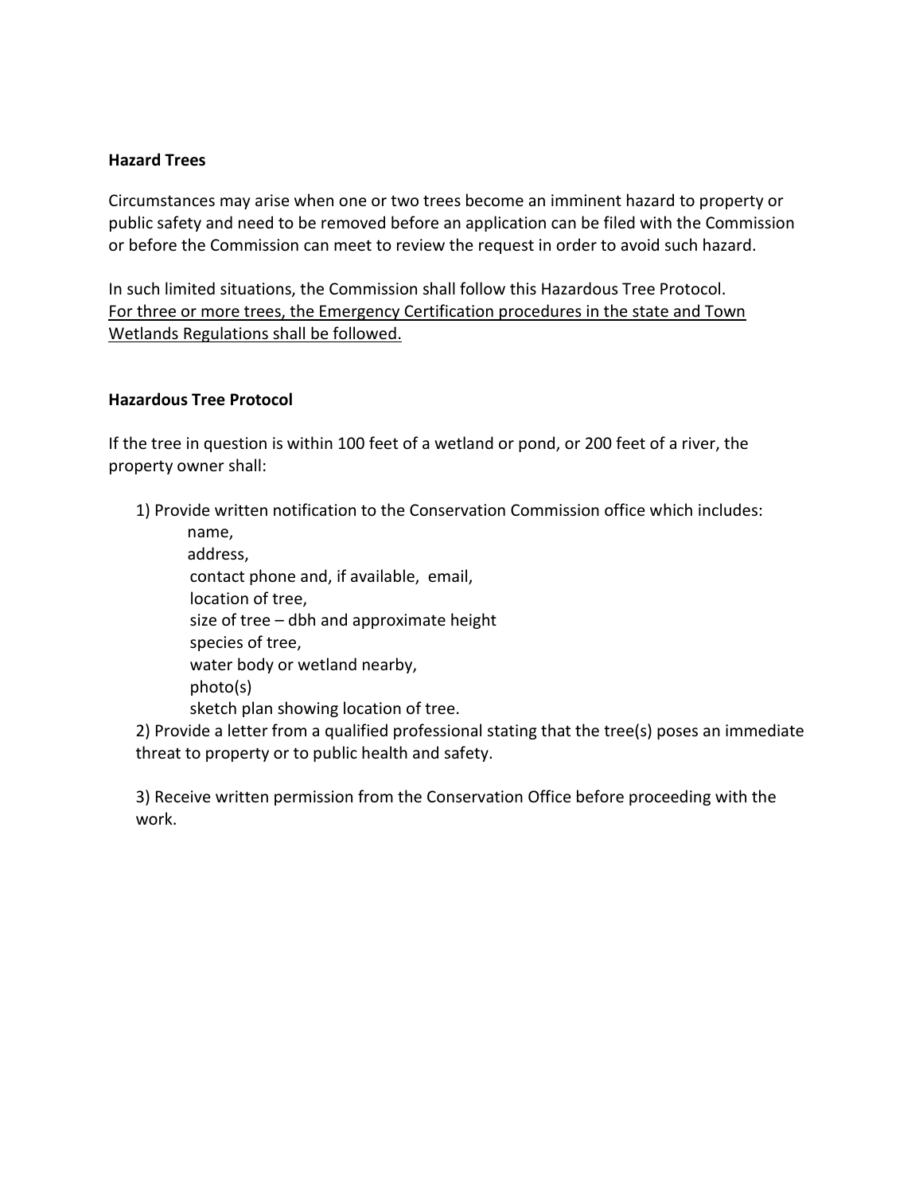**Hazard Trees**

Circumstances may arise when one or two trees become an imminent hazard to property or public safety and need to be removed before an application can be filed with the Commission or before the Commission can meet to review the request in order to avoid such hazard.

In such limited situations, the Commission shall follow this Hazardous Tree Protocol. <u>For three or more trees, the Emergency Certification procedures in the state and Town Wetlands Regulations shall be followed.</u>

**Hazardous Tree Protocol**

If the tree in question is within 100 feet of a wetland or pond, or 200 feet of a river, the property owner shall:

1) Provide written notification to the Conservation Commission office which includes:
   - name,
   - address,
   - contact phone and, if available, email,
   - location of tree,
   - size of tree – dbh and approximate height
   - species of tree,
   - water body or wetland nearby,
   - photo(s)
   - sketch plan showing location of tree.

2) Provide a letter from a qualified professional stating that the tree(s) poses an immediate threat to property or to public health and safety.

3) Receive written permission from the Conservation Office before proceeding with the work.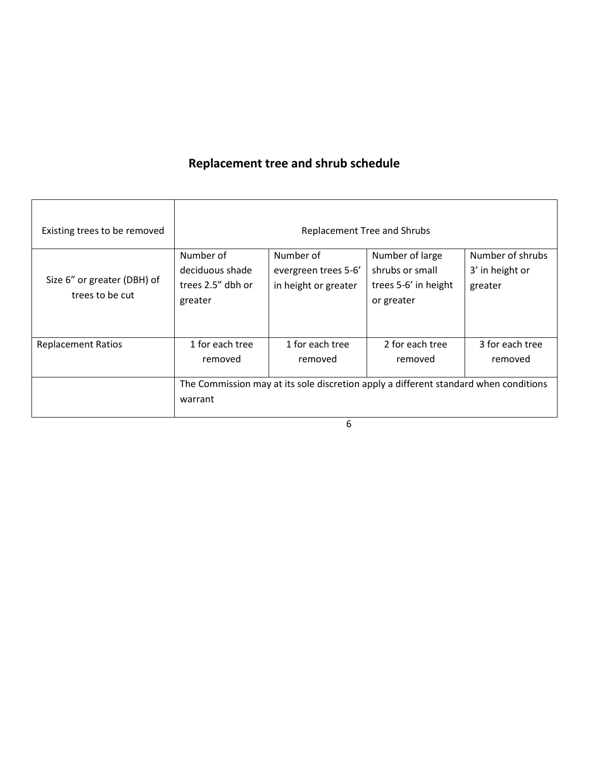## Replacement tree and shrub schedule

| Existing trees to be removed | Replacement Tree and Shrubs | | | |
|---|---|---|---|---|
| Size 6" or greater (DBH) of trees to be cut | Number of deciduous shade trees 2.5" dbh or greater | Number of evergreen trees 5-6' in height or greater | Number of large shrubs or small trees 5-6' in height or greater | Number of shrubs 3' in height or greater |
| Replacement Ratios | 1 for each tree removed | 1 for each tree removed | 2 for each tree removed | 3 for each tree removed |
| | The Commission may at its sole discretion apply a different standard when conditions warrant | | | |